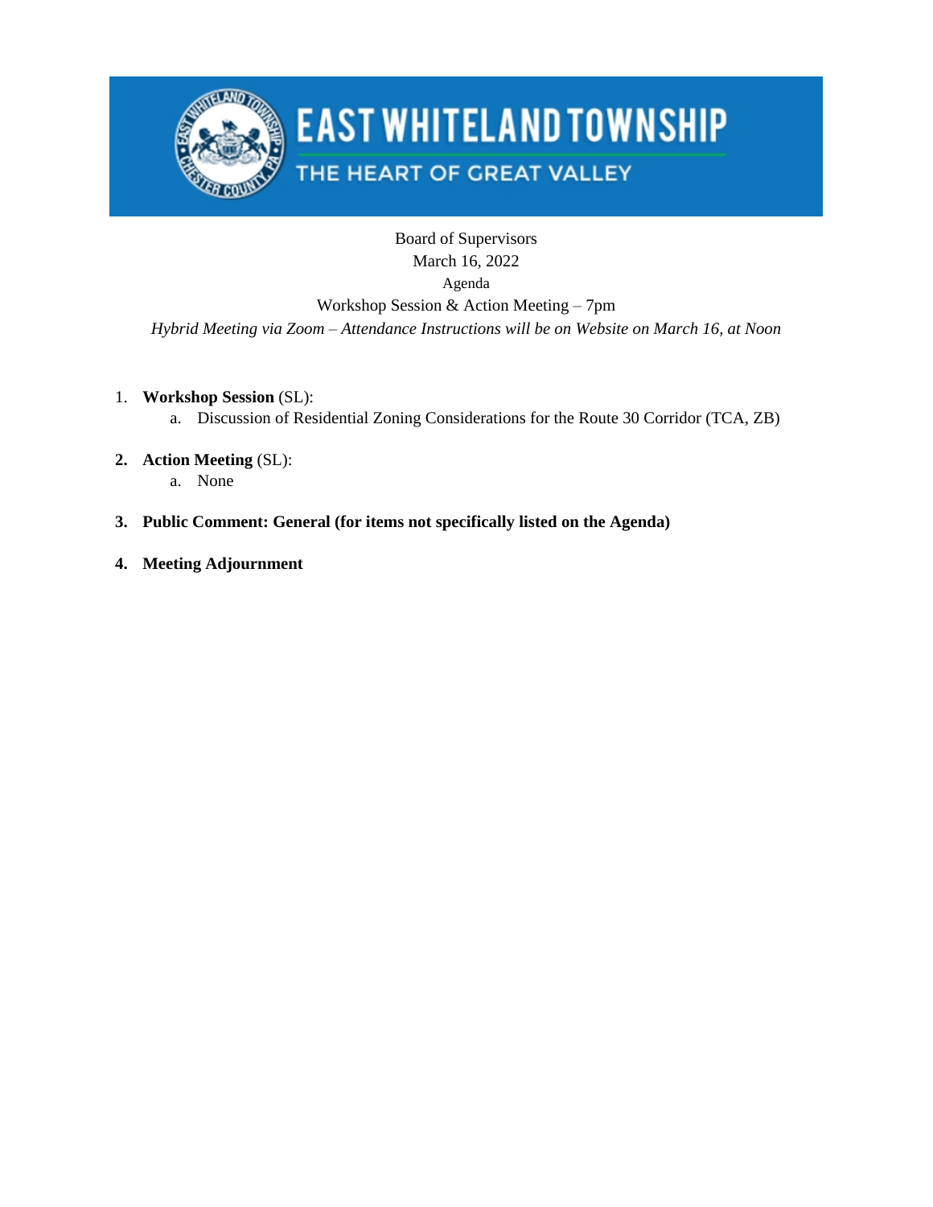# EAST WHITELAND TOWNSHIP

THE HEART OF GREAT VALLEY

Board of Supervisors
March 16, 2022
Agenda
Workshop Session & Action Meeting – 7pm
*Hybrid Meeting via Zoom – Attendance Instructions will be on Website on March 16, at Noon*

1. **Workshop Session** (SL):
   a. Discussion of Residential Zoning Considerations for the Route 30 Corridor (TCA, ZB)

2. **Action Meeting** (SL):
   a. None

3. **Public Comment: General (for items not specifically listed on the Agenda)**

4. **Meeting Adjournment**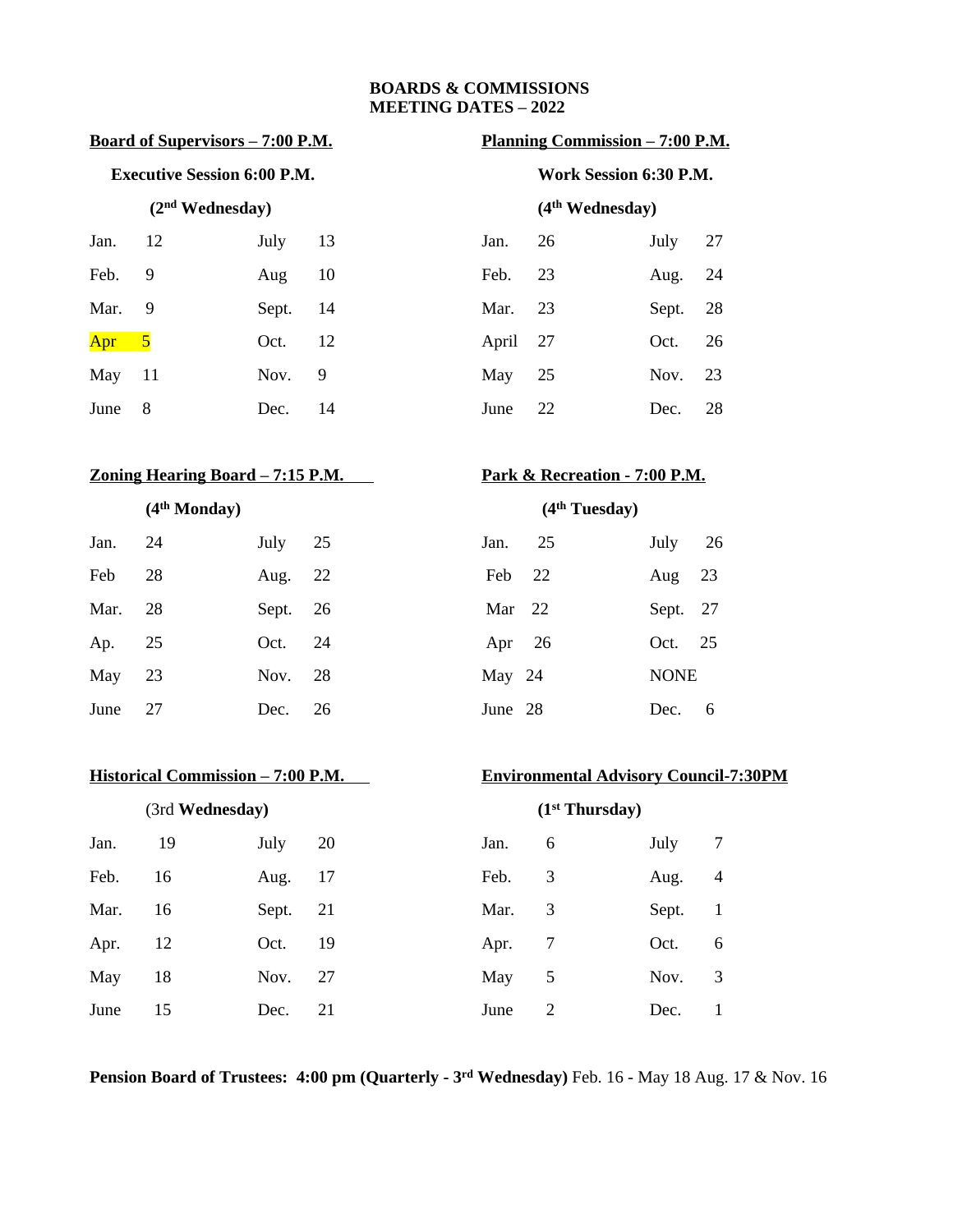**BOARDS & COMMISSIONS**
**MEETING DATES – 2022**

**Board of Supervisors – 7:00 P.M.**

**Executive Session 6:00 P.M.**

**(2nd Wednesday)**

| | | | |
|---|---|---|---|
| Jan. | 12 | July | 13 |
| Feb. | 9 | Aug | 10 |
| Mar. | 9 | Sept. | 14 |
| Apr | 5 | Oct. | 12 |
| May | 11 | Nov. | 9 |
| June | 8 | Dec. | 14 |

**Planning Commission – 7:00 P.M.**

**Work Session 6:30 P.M.**

**(4th Wednesday)**

| | | | |
|---|---|---|---|
| Jan. | 26 | July | 27 |
| Feb. | 23 | Aug. | 24 |
| Mar. | 23 | Sept. | 28 |
| April | 27 | Oct. | 26 |
| May | 25 | Nov. | 23 |
| June | 22 | Dec. | 28 |

**Zoning Hearing Board – 7:15 P.M.**

**(4th Monday)**

| | | | |
|---|---|---|---|
| Jan. | 24 | July | 25 |
| Feb | 28 | Aug. | 22 |
| Mar. | 28 | Sept. | 26 |
| Ap. | 25 | Oct. | 24 |
| May | 23 | Nov. | 28 |
| June | 27 | Dec. | 26 |

**Park & Recreation - 7:00 P.M.**

**(4th Tuesday)**

| | | | |
|---|---|---|---|
| Jan. | 25 | July | 26 |
| Feb | 22 | Aug | 23 |
| Mar | 22 | Sept. | 27 |
| Apr | 26 | Oct. | 25 |
| May | 24 | NONE | |
| June | 28 | Dec. | 6 |

**Historical Commission – 7:00 P.M.**

(3rd **Wednesday)**

| | | | |
|---|---|---|---|
| Jan. | 19 | July | 20 |
| Feb. | 16 | Aug. | 17 |
| Mar. | 16 | Sept. | 21 |
| Apr. | 12 | Oct. | 19 |
| May | 18 | Nov. | 27 |
| June | 15 | Dec. | 21 |

**Environmental Advisory Council-7:30PM**

**(1st Thursday)**

| | | | |
|---|---|---|---|
| Jan. | 6 | July | 7 |
| Feb. | 3 | Aug. | 4 |
| Mar. | 3 | Sept. | 1 |
| Apr. | 7 | Oct. | 6 |
| May | 5 | Nov. | 3 |
| June | 2 | Dec. | 1 |

**Pension Board of Trustees: 4:00 pm (Quarterly - 3rd Wednesday)** Feb. 16 - May 18 Aug. 17 & Nov. 16